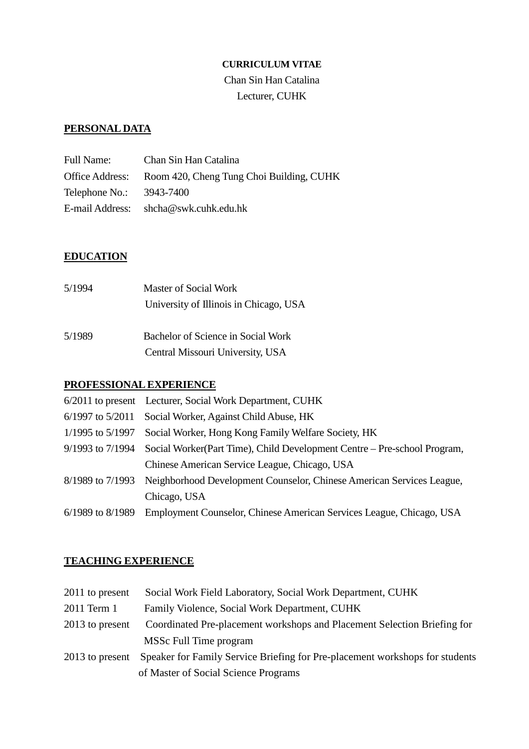**CURRICULUM VITAE**

Chan Sin Han Catalina

Lecturer, CUHK

## PERSONAL DATA

| | |
|---|---|
| Full Name: | Chan Sin Han Catalina |
| Office Address: | Room 420, Cheng Tung Choi Building, CUHK |
| Telephone No.: | 3943-7400 |
| E-mail Address: | shcha@swk.cuhk.edu.hk |

## EDUCATION

| | |
|---|---|
| 5/1994 | Master of Social Work<br>University of Illinois in Chicago, USA |
| 5/1989 | Bachelor of Science in Social Work<br>Central Missouri University, USA |

## PROFESSIONAL EXPERIENCE

| | |
|---|---|
| 6/2011 to present | Lecturer, Social Work Department, CUHK |
| 6/1997 to 5/2011 | Social Worker, Against Child Abuse, HK |
| 1/1995 to 5/1997 | Social Worker, Hong Kong Family Welfare Society, HK |
| 9/1993 to 7/1994 | Social Worker(Part Time), Child Development Centre – Pre-school Program, Chinese American Service League, Chicago, USA |
| 8/1989 to 7/1993 | Neighborhood Development Counselor, Chinese American Services League, Chicago, USA |
| 6/1989 to 8/1989 | Employment Counselor, Chinese American Services League, Chicago, USA |

## TEACHING EXPERIENCE

| | |
|---|---|
| 2011 to present | Social Work Field Laboratory, Social Work Department, CUHK |
| 2011 Term 1 | Family Violence, Social Work Department, CUHK |
| 2013 to present | Coordinated Pre-placement workshops and Placement Selection Briefing for MSSc Full Time program |
| 2013 to present | Speaker for Family Service Briefing for Pre-placement workshops for students of Master of Social Science Programs |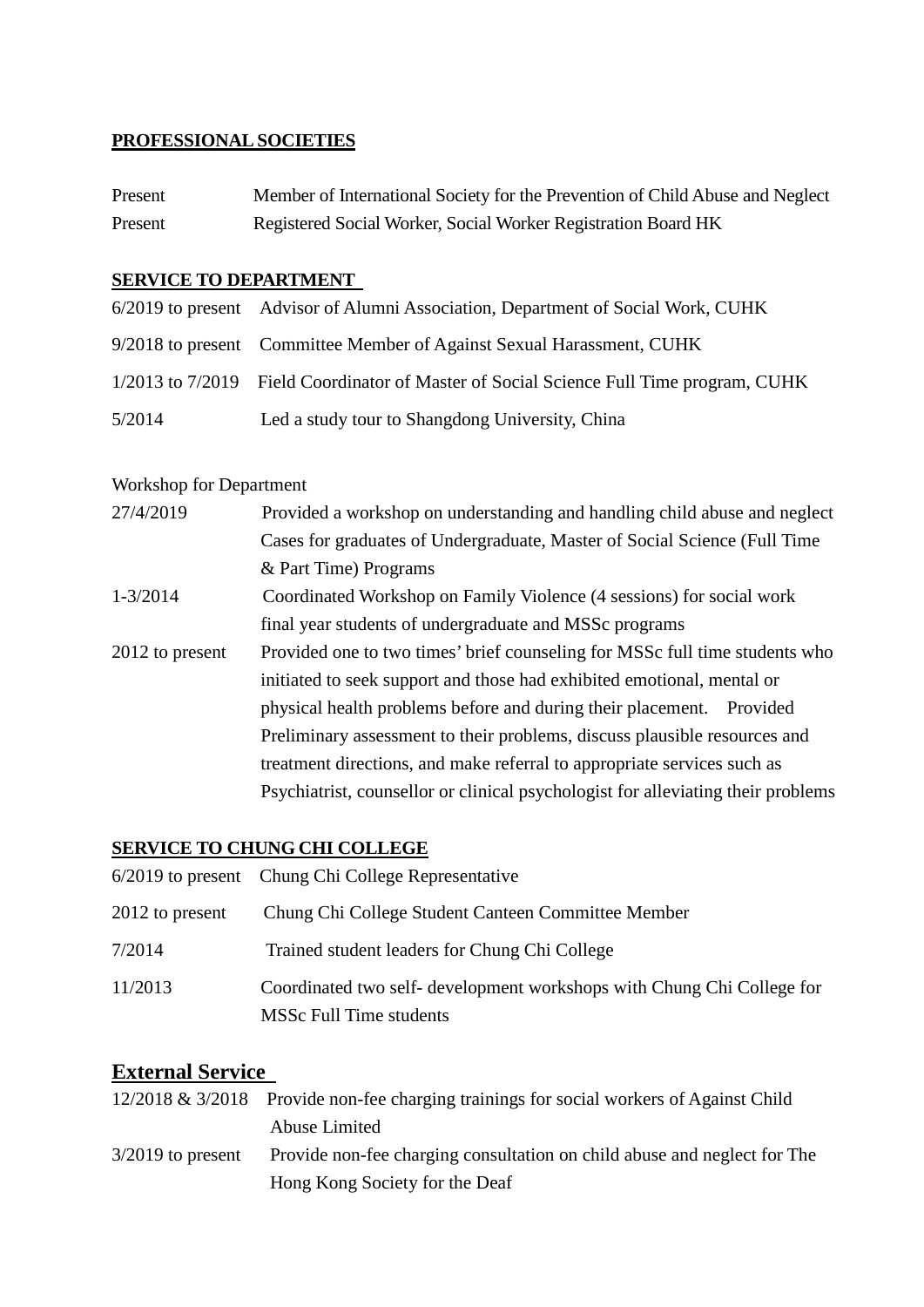**PROFESSIONAL SOCIETIES**

| | |
|---|---|
| Present | Member of International Society for the Prevention of Child Abuse and Neglect |
| Present | Registered Social Worker, Social Worker Registration Board HK |

**SERVICE TO DEPARTMENT**

| | |
|---|---|
| 6/2019 to present | Advisor of Alumni Association, Department of Social Work, CUHK |
| 9/2018 to present | Committee Member of Against Sexual Harassment, CUHK |
| 1/2013 to 7/2019 | Field Coordinator of Master of Social Science Full Time program, CUHK |
| 5/2014 | Led a study tour to Shangdong University, China |

Workshop for Department

| | |
|---|---|
| 27/4/2019 | Provided a workshop on understanding and handling child abuse and neglect Cases for graduates of Undergraduate, Master of Social Science (Full Time & Part Time) Programs |
| 1-3/2014 | Coordinated Workshop on Family Violence (4 sessions) for social work final year students of undergraduate and MSSc programs |
| 2012 to present | Provided one to two times' brief counseling for MSSc full time students who initiated to seek support and those had exhibited emotional, mental or physical health problems before and during their placement. Provided Preliminary assessment to their problems, discuss plausible resources and treatment directions, and make referral to appropriate services such as Psychiatrist, counsellor or clinical psychologist for alleviating their problems |

**SERVICE TO CHUNG CHI COLLEGE**

| | |
|---|---|
| 6/2019 to present | Chung Chi College Representative |
| 2012 to present | Chung Chi College Student Canteen Committee Member |
| 7/2014 | Trained student leaders for Chung Chi College |
| 11/2013 | Coordinated two self- development workshops with Chung Chi College for MSSc Full Time students |

## External Service

| | |
|---|---|
| 12/2018 & 3/2018 | Provide non-fee charging trainings for social workers of Against Child Abuse Limited |
| 3/2019 to present | Provide non-fee charging consultation on child abuse and neglect for The Hong Kong Society for the Deaf |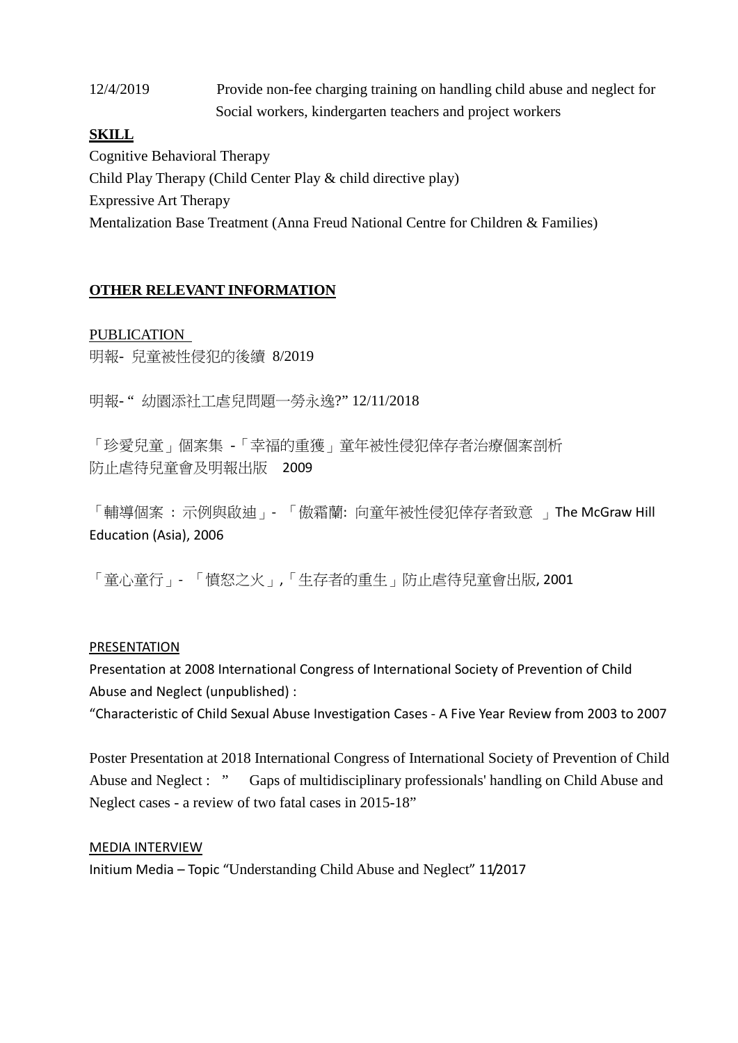12/4/2019 Provide non-fee charging training on handling child abuse and neglect for Social workers, kindergarten teachers and project workers

**SKILL**

Cognitive Behavioral Therapy

Child Play Therapy (Child Center Play & child directive play)

Expressive Art Therapy

Mentalization Base Treatment (Anna Freud National Centre for Children & Families)

## OTHER RELEVANT INFORMATION

PUBLICATION

明報- 兒童被性侵犯的後續 8/2019

明報- " 幼園添社工虐兒問題一勞永逸?" 12/11/2018

「珍愛兒童」個案集 -「幸福的重獲」童年被性侵犯倖存者治療個案剖析
防止虐待兒童會及明報出版 2009

「輔導個案 : 示例與啟迪」- 「傲霜蘭: 向童年被性侵犯倖存者致意 」The McGraw Hill Education (Asia), 2006

「童心童行」- 「憤怒之火」,「生存者的重生」防止虐待兒童會出版, 2001

PRESENTATION

Presentation at 2008 International Congress of International Society of Prevention of Child Abuse and Neglect (unpublished) :
"Characteristic of Child Sexual Abuse Investigation Cases - A Five Year Review from 2003 to 2007

Poster Presentation at 2018 International Congress of International Society of Prevention of Child Abuse and Neglect : " Gaps of multidisciplinary professionals' handling on Child Abuse and Neglect cases - a review of two fatal cases in 2015-18"

MEDIA INTERVIEW

Initium Media – Topic "Understanding Child Abuse and Neglect" 11/2017